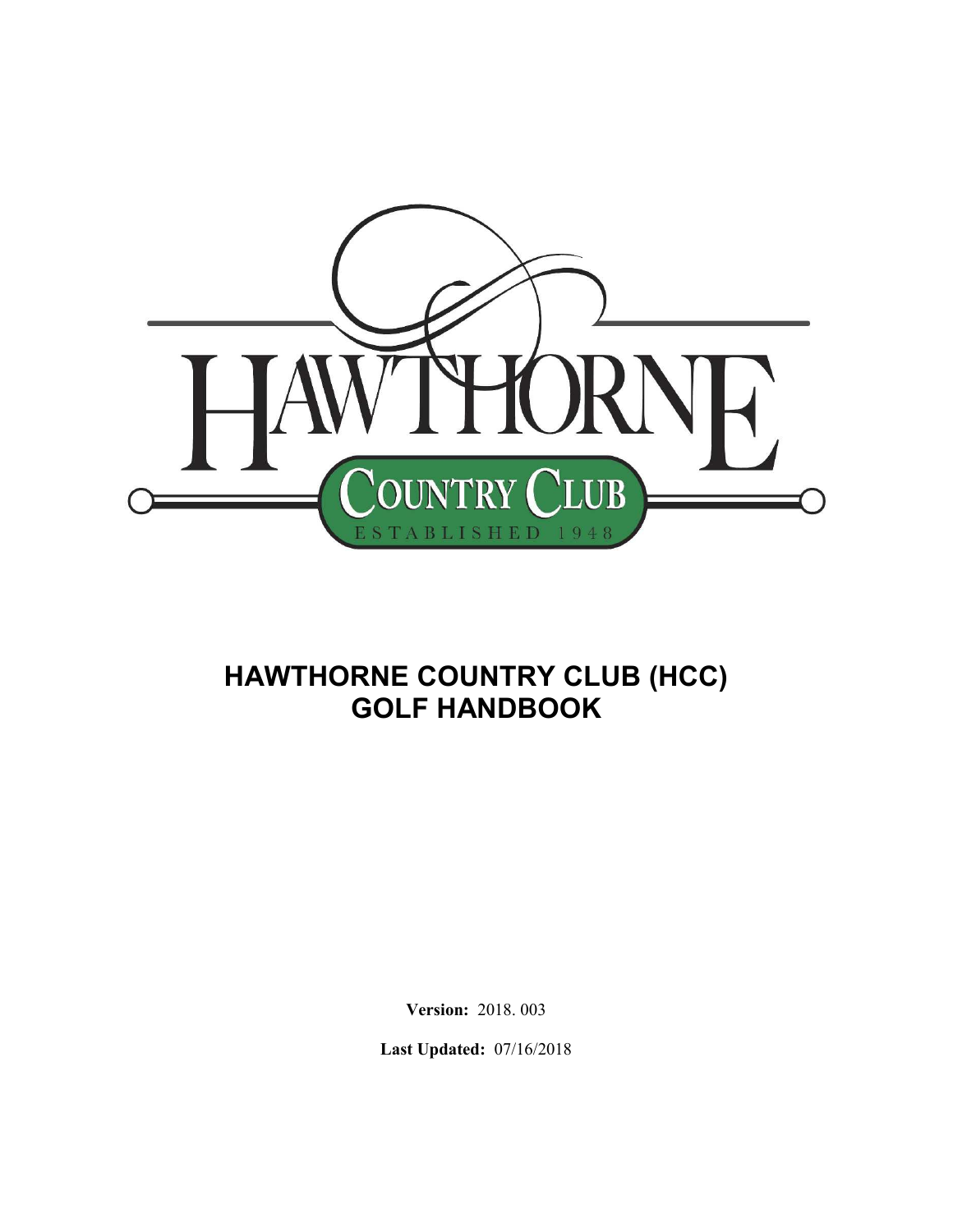# HAWTHORNE COUNTRY CLUB (HCC) GOLF HANDBOOK

**Version:** 2018. 003

**Last Updated:** 07/16/2018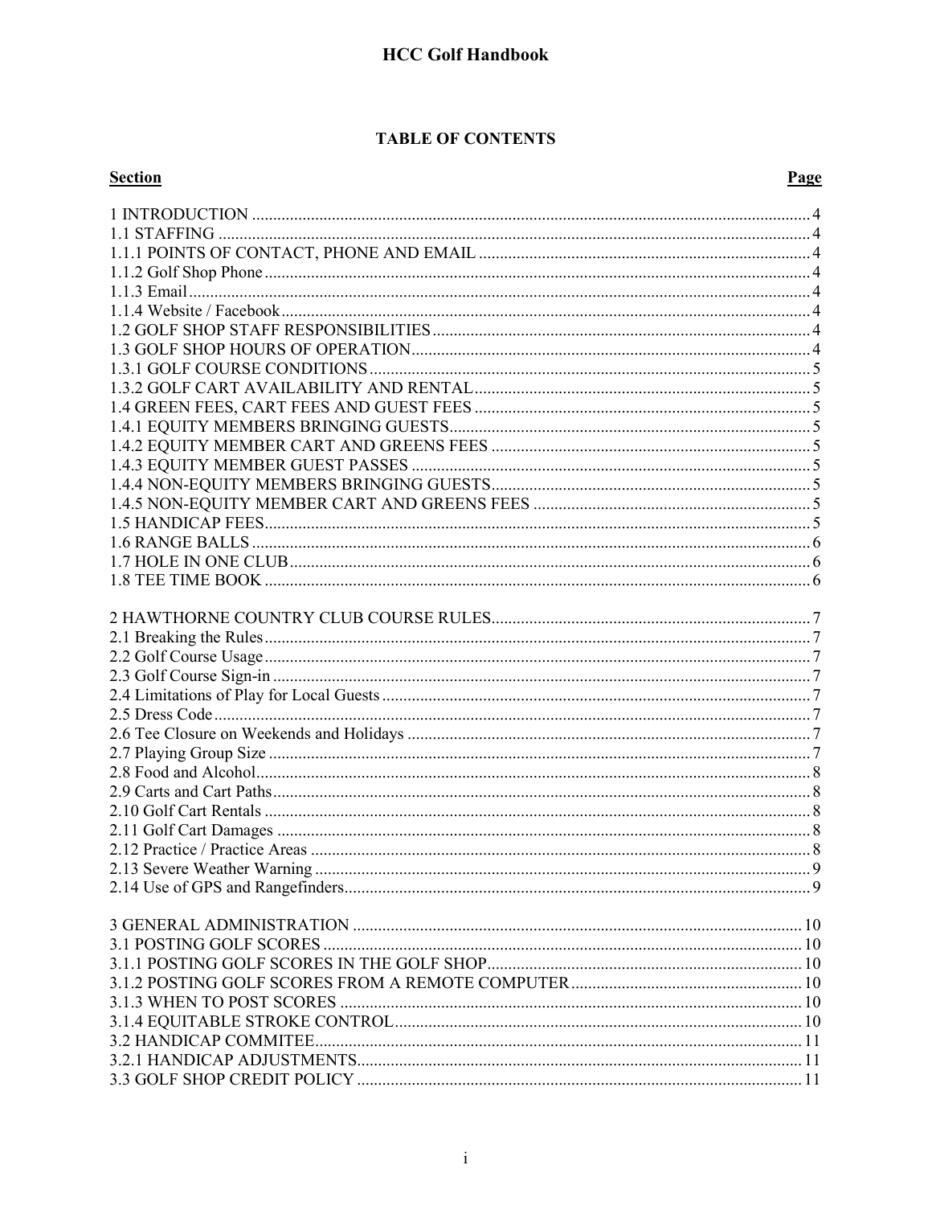# HCC Golf Handbook

## TABLE OF CONTENTS

| Section | Page |
|---|---|
| 1 INTRODUCTION | 4 |
| 1.1 STAFFING | 4 |
| 1.1.1 POINTS OF CONTACT, PHONE AND EMAIL | 4 |
| 1.1.2 Golf Shop Phone | 4 |
| 1.1.3 Email | 4 |
| 1.1.4 Website / Facebook | 4 |
| 1.2 GOLF SHOP STAFF RESPONSIBILITIES | 4 |
| 1.3 GOLF SHOP HOURS OF OPERATION | 4 |
| 1.3.1 GOLF COURSE CONDITIONS | 5 |
| 1.3.2 GOLF CART AVAILABILITY AND RENTAL | 5 |
| 1.4 GREEN FEES, CART FEES AND GUEST FEES | 5 |
| 1.4.1 EQUITY MEMBERS BRINGING GUESTS | 5 |
| 1.4.2 EQUITY MEMBER CART AND GREENS FEES | 5 |
| 1.4.3 EQUITY MEMBER GUEST PASSES | 5 |
| 1.4.4 NON-EQUITY MEMBERS BRINGING GUESTS | 5 |
| 1.4.5 NON-EQUITY MEMBER CART AND GREENS FEES | 5 |
| 1.5 HANDICAP FEES | 5 |
| 1.6 RANGE BALLS | 6 |
| 1.7 HOLE IN ONE CLUB | 6 |
| 1.8 TEE TIME BOOK | 6 |
| 2 HAWTHORNE COUNTRY CLUB COURSE RULES | 7 |
| 2.1 Breaking the Rules | 7 |
| 2.2 Golf Course Usage | 7 |
| 2.3 Golf Course Sign-in | 7 |
| 2.4 Limitations of Play for Local Guests | 7 |
| 2.5 Dress Code | 7 |
| 2.6 Tee Closure on Weekends and Holidays | 7 |
| 2.7 Playing Group Size | 7 |
| 2.8 Food and Alcohol | 8 |
| 2.9 Carts and Cart Paths | 8 |
| 2.10 Golf Cart Rentals | 8 |
| 2.11 Golf Cart Damages | 8 |
| 2.12 Practice / Practice Areas | 8 |
| 2.13 Severe Weather Warning | 9 |
| 2.14 Use of GPS and Rangefinders | 9 |
| 3 GENERAL ADMINISTRATION | 10 |
| 3.1 POSTING GOLF SCORES | 10 |
| 3.1.1 POSTING GOLF SCORES IN THE GOLF SHOP | 10 |
| 3.1.2 POSTING GOLF SCORES FROM A REMOTE COMPUTER | 10 |
| 3.1.3 WHEN TO POST SCORES | 10 |
| 3.1.4 EQUITABLE STROKE CONTROL | 10 |
| 3.2 HANDICAP COMMITEE | 11 |
| 3.2.1 HANDICAP ADJUSTMENTS | 11 |
| 3.3 GOLF SHOP CREDIT POLICY | 11 |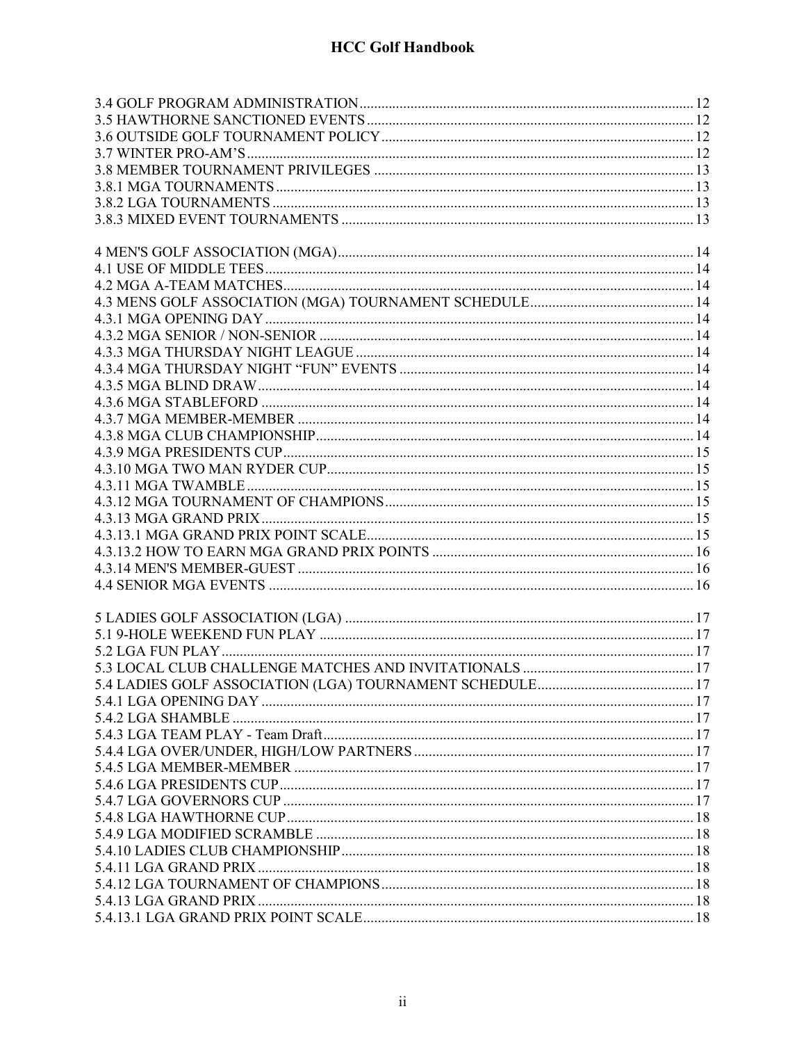3.4 GOLF PROGRAM ADMINISTRATION........................................................................................12
3.5 HAWTHORNE SANCTIONED EVENTS...................................................................................12
3.6 OUTSIDE GOLF TOURNAMENT POLICY...............................................................................12
3.7 WINTER PRO-AM'S................................................................................................................12
3.8 MEMBER TOURNAMENT PRIVILEGES ................................................................................13
3.8.1 MGA TOURNAMENTS.........................................................................................................13
3.8.2 LGA TOURNAMENTS..........................................................................................................13
3.8.3 MIXED EVENT TOURNAMENTS .........................................................................................13

4 MEN'S GOLF ASSOCIATION (MGA)..........................................................................................14
4.1 USE OF MIDDLE TEES.............................................................................................................14
4.2 MGA A-TEAM MATCHES.........................................................................................................14
4.3 MENS GOLF ASSOCIATION (MGA) TOURNAMENT SCHEDULE.............................................14
4.3.1 MGA OPENING DAY.............................................................................................................14
4.3.2 MGA SENIOR / NON-SENIOR ..............................................................................................14
4.3.3 MGA THURSDAY NIGHT LEAGUE ......................................................................................14
4.3.4 MGA THURSDAY NIGHT "FUN" EVENTS ...........................................................................14
4.3.5 MGA BLIND DRAW...............................................................................................................14
4.3.6 MGA STABLEFORD ..............................................................................................................14
4.3.7 MGA MEMBER-MEMBER .....................................................................................................14
4.3.8 MGA CLUB CHAMPIONSHIP................................................................................................14
4.3.9 MGA PRESIDENTS CUP........................................................................................................15
4.3.10 MGA TWO MAN RYDER CUP..............................................................................................15
4.3.11 MGA TWAMBLE...................................................................................................................15
4.3.12 MGA TOURNAMENT OF CHAMPIONS...............................................................................15
4.3.13 MGA GRAND PRIX...............................................................................................................15
4.3.13.1 MGA GRAND PRIX POINT SCALE.....................................................................................15
4.3.13.2 HOW TO EARN MGA GRAND PRIX POINTS .....................................................................16
4.3.14 MEN'S MEMBER-GUEST .....................................................................................................16
4.4 SENIOR MGA EVENTS .............................................................................................................16

5 LADIES GOLF ASSOCIATION (LGA) ..........................................................................................17
5.1 9-HOLE WEEKEND FUN PLAY .................................................................................................17
5.2 LGA FUN PLAY..........................................................................................................................17
5.3 LOCAL CLUB CHALLENGE MATCHES AND INVITATIONALS ...............................................17
5.4 LADIES GOLF ASSOCIATION (LGA) TOURNAMENT SCHEDULE...........................................17
5.4.1 LGA OPENING DAY ...............................................................................................................17
5.4.2 LGA SHAMBLE ......................................................................................................................17
5.4.3 LGA TEAM PLAY - Team Draft................................................................................................17
5.4.4 LGA OVER/UNDER, HIGH/LOW PARTNERS ........................................................................17
5.4.5 LGA MEMBER-MEMBER .......................................................................................................17
5.4.6 LGA PRESIDENTS CUP..........................................................................................................17
5.4.7 LGA GOVERNORS CUP .........................................................................................................17
5.4.8 LGA HAWTHORNE CUP.........................................................................................................18
5.4.9 LGA MODIFIED SCRAMBLE .................................................................................................18
5.4.10 LADIES CLUB CHAMPIONSHIP...........................................................................................18
5.4.11 LGA GRAND PRIX.................................................................................................................18
5.4.12 LGA TOURNAMENT OF CHAMPIONS.................................................................................18
5.4.13 LGA GRAND PRIX.................................................................................................................18
5.4.13.1 LGA GRAND PRIX POINT SCALE.......................................................................................18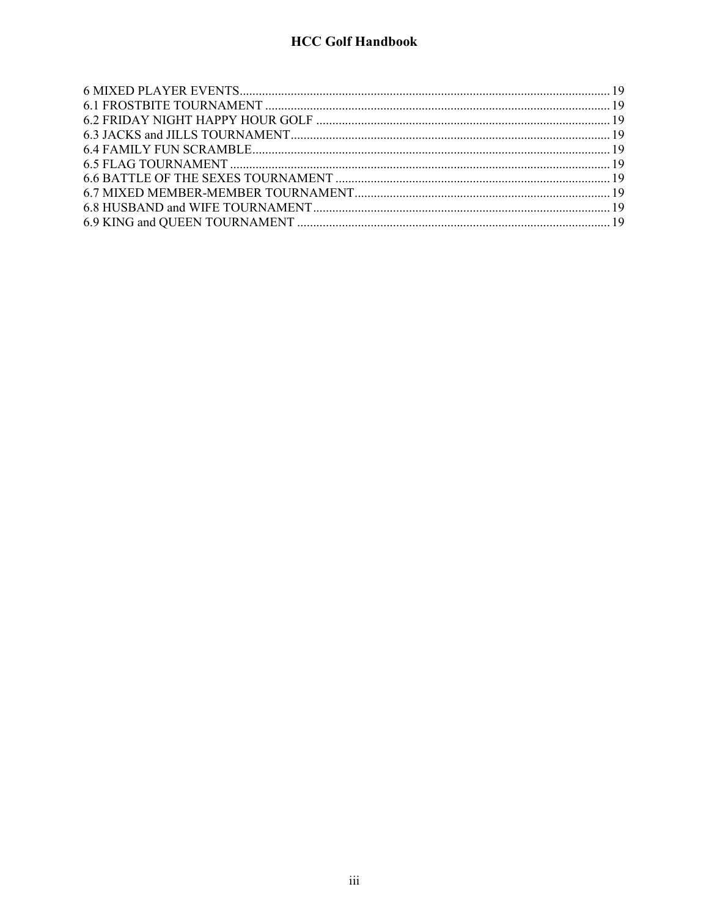6 MIXED PLAYER EVENTS ........ 19
6.1 FROSTBITE TOURNAMENT ........ 19
6.2 FRIDAY NIGHT HAPPY HOUR GOLF ........ 19
6.3 JACKS and JILLS TOURNAMENT ........ 19
6.4 FAMILY FUN SCRAMBLE ........ 19
6.5 FLAG TOURNAMENT ........ 19
6.6 BATTLE OF THE SEXES TOURNAMENT ........ 19
6.7 MIXED MEMBER-MEMBER TOURNAMENT ........ 19
6.8 HUSBAND and WIFE TOURNAMENT ........ 19
6.9 KING and QUEEN TOURNAMENT ........ 19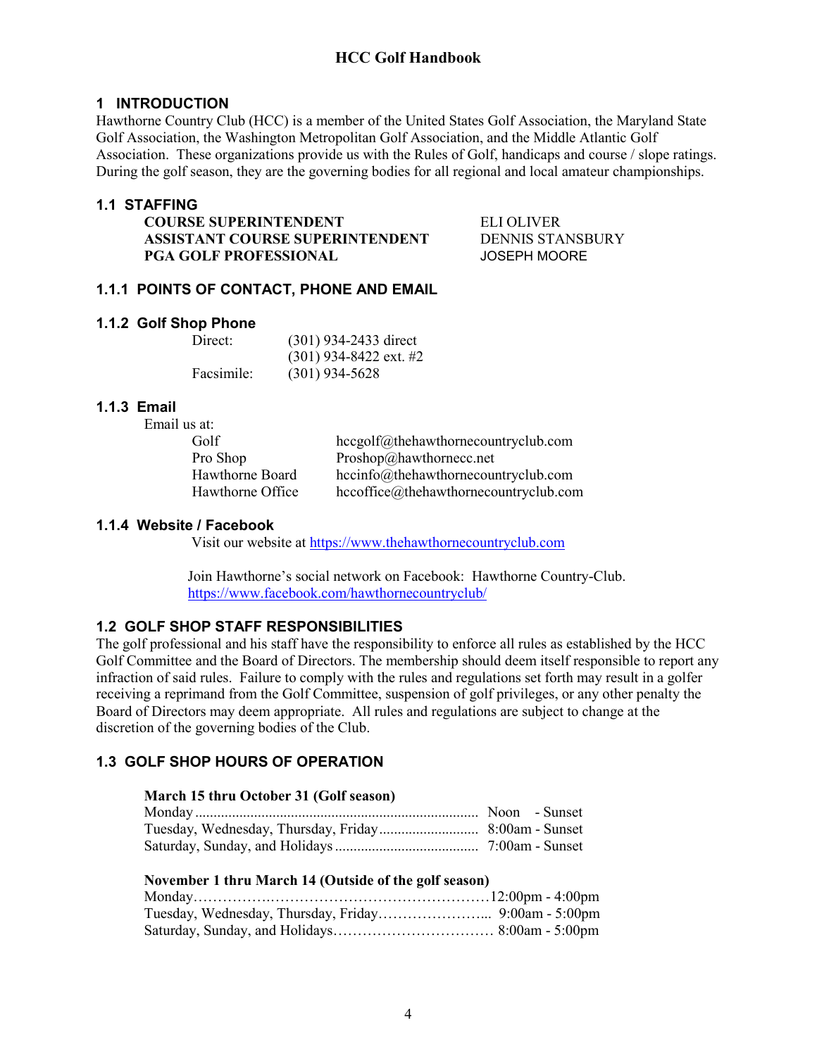# HCC Golf Handbook

## 1 INTRODUCTION

Hawthorne Country Club (HCC) is a member of the United States Golf Association, the Maryland State Golf Association, the Washington Metropolitan Golf Association, and the Middle Atlantic Golf Association. These organizations provide us with the Rules of Golf, handicaps and course / slope ratings. During the golf season, they are the governing bodies for all regional and local amateur championships.

## 1.1 STAFFING

| | |
|---|---|
| **COURSE SUPERINTENDENT** | ELI OLIVER |
| **ASSISTANT COURSE SUPERINTENDENT** | DENNIS STANSBURY |
| **PGA GOLF PROFESSIONAL** | JOSEPH MOORE |

### 1.1.1 POINTS OF CONTACT, PHONE AND EMAIL

### 1.1.2 Golf Shop Phone

| | |
|---|---|
| Direct: | (301) 934-2433 direct |
| | (301) 934-8422 ext. #2 |
| Facsimile: | (301) 934-5628 |

### 1.1.3 Email

Email us at:

| | |
|---|---|
| Golf | hccgolf@thehawthornecountryclub.com |
| Pro Shop | Proshop@hawthornecc.net |
| Hawthorne Board | hccinfo@thehawthornecountryclub.com |
| Hawthorne Office | hccoffice@thehawthornecountryclub.com |

### 1.1.4 Website / Facebook

Visit our website at https://www.thehawthornecountryclub.com

Join Hawthorne's social network on Facebook: Hawthorne Country-Club.
https://www.facebook.com/hawthornecountryclub/

## 1.2 GOLF SHOP STAFF RESPONSIBILITIES

The golf professional and his staff have the responsibility to enforce all rules as established by the HCC Golf Committee and the Board of Directors. The membership should deem itself responsible to report any infraction of said rules. Failure to comply with the rules and regulations set forth may result in a golfer receiving a reprimand from the Golf Committee, suspension of golf privileges, or any other penalty the Board of Directors may deem appropriate. All rules and regulations are subject to change at the discretion of the governing bodies of the Club.

## 1.3 GOLF SHOP HOURS OF OPERATION

**March 15 thru October 31 (Golf season)**

| | |
|---|---|
| Monday | Noon - Sunset |
| Tuesday, Wednesday, Thursday, Friday | 8:00am - Sunset |
| Saturday, Sunday, and Holidays | 7:00am - Sunset |

**November 1 thru March 14 (Outside of the golf season)**

| | |
|---|---|
| Monday | 12:00pm - 4:00pm |
| Tuesday, Wednesday, Thursday, Friday | 9:00am - 5:00pm |
| Saturday, Sunday, and Holidays | 8:00am - 5:00pm |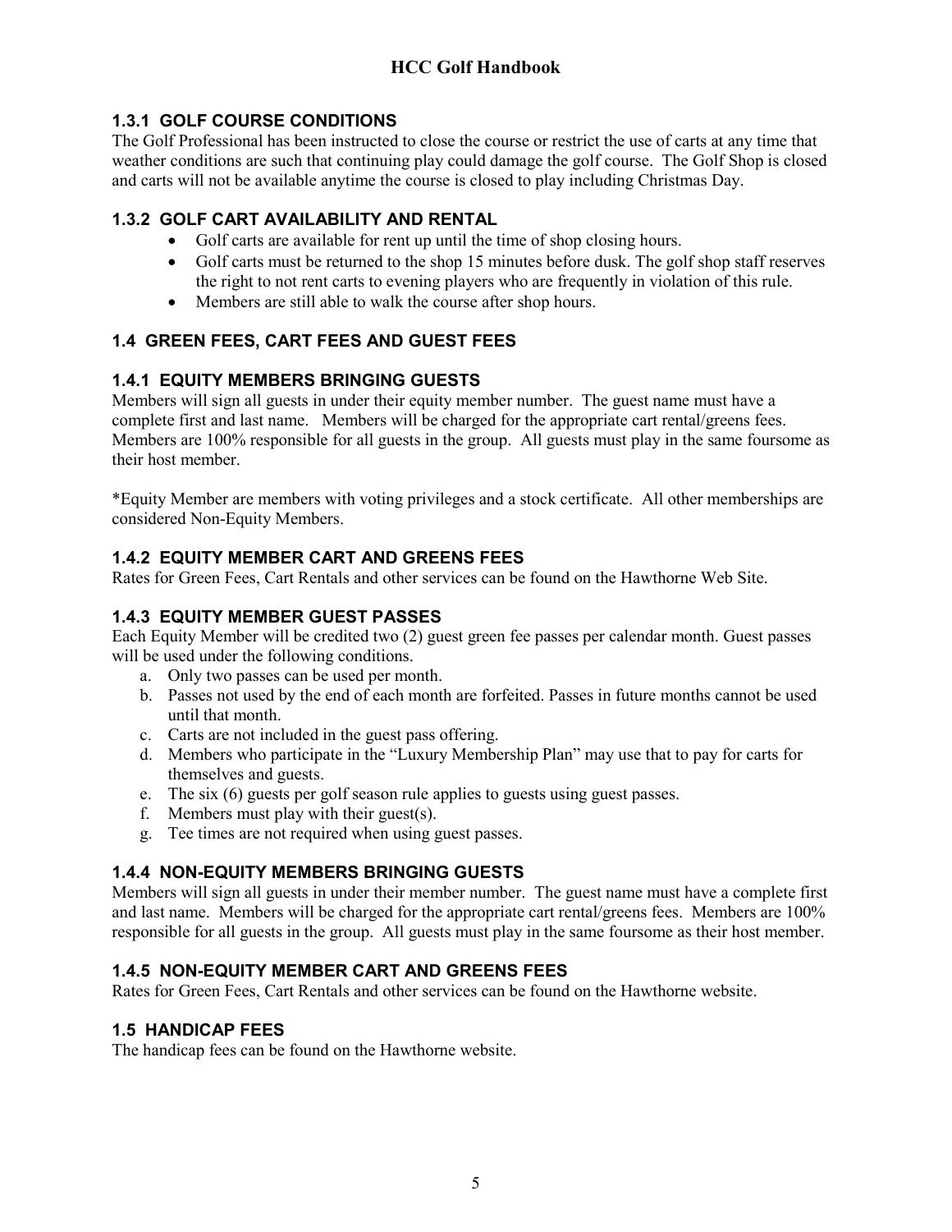### 1.3.1 GOLF COURSE CONDITIONS

The Golf Professional has been instructed to close the course or restrict the use of carts at any time that weather conditions are such that continuing play could damage the golf course. The Golf Shop is closed and carts will not be available anytime the course is closed to play including Christmas Day.

### 1.3.2 GOLF CART AVAILABILITY AND RENTAL

- Golf carts are available for rent up until the time of shop closing hours.
- Golf carts must be returned to the shop 15 minutes before dusk. The golf shop staff reserves the right to not rent carts to evening players who are frequently in violation of this rule.
- Members are still able to walk the course after shop hours.

## 1.4 GREEN FEES, CART FEES AND GUEST FEES

### 1.4.1 EQUITY MEMBERS BRINGING GUESTS

Members will sign all guests in under their equity member number. The guest name must have a complete first and last name. Members will be charged for the appropriate cart rental/greens fees. Members are 100% responsible for all guests in the group. All guests must play in the same foursome as their host member.

*Equity Member are members with voting privileges and a stock certificate. All other memberships are considered Non-Equity Members.

### 1.4.2 EQUITY MEMBER CART AND GREENS FEES

Rates for Green Fees, Cart Rentals and other services can be found on the Hawthorne Web Site.

### 1.4.3 EQUITY MEMBER GUEST PASSES

Each Equity Member will be credited two (2) guest green fee passes per calendar month. Guest passes will be used under the following conditions.

a. Only two passes can be used per month.
b. Passes not used by the end of each month are forfeited. Passes in future months cannot be used until that month.
c. Carts are not included in the guest pass offering.
d. Members who participate in the "Luxury Membership Plan" may use that to pay for carts for themselves and guests.
e. The six (6) guests per golf season rule applies to guests using guest passes.
f. Members must play with their guest(s).
g. Tee times are not required when using guest passes.

### 1.4.4 NON-EQUITY MEMBERS BRINGING GUESTS

Members will sign all guests in under their member number. The guest name must have a complete first and last name. Members will be charged for the appropriate cart rental/greens fees. Members are 100% responsible for all guests in the group. All guests must play in the same foursome as their host member.

### 1.4.5 NON-EQUITY MEMBER CART AND GREENS FEES

Rates for Green Fees, Cart Rentals and other services can be found on the Hawthorne website.

## 1.5 HANDICAP FEES

The handicap fees can be found on the Hawthorne website.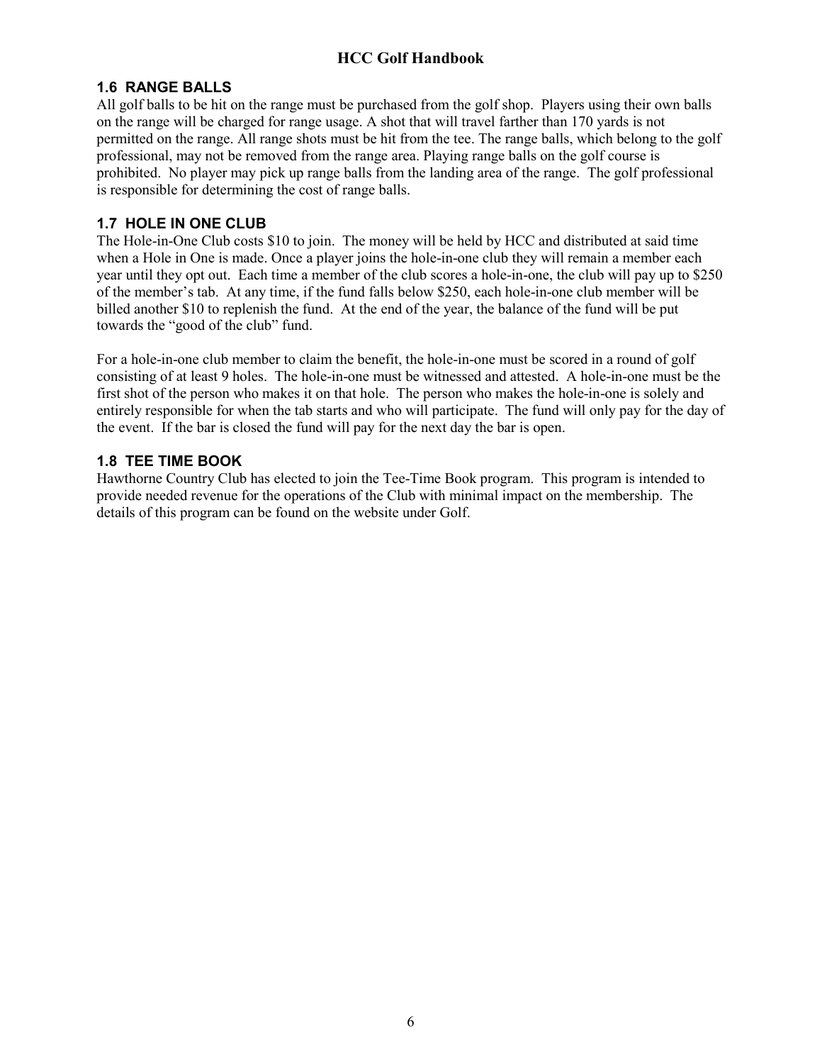## 1.6 RANGE BALLS

All golf balls to be hit on the range must be purchased from the golf shop. Players using their own balls on the range will be charged for range usage. A shot that will travel farther than 170 yards is not permitted on the range. All range shots must be hit from the tee. The range balls, which belong to the golf professional, may not be removed from the range area. Playing range balls on the golf course is prohibited. No player may pick up range balls from the landing area of the range. The golf professional is responsible for determining the cost of range balls.

## 1.7 HOLE IN ONE CLUB

The Hole-in-One Club costs $10 to join. The money will be held by HCC and distributed at said time when a Hole in One is made. Once a player joins the hole-in-one club they will remain a member each year until they opt out. Each time a member of the club scores a hole-in-one, the club will pay up to $250 of the member's tab. At any time, if the fund falls below $250, each hole-in-one club member will be billed another $10 to replenish the fund. At the end of the year, the balance of the fund will be put towards the "good of the club" fund.

For a hole-in-one club member to claim the benefit, the hole-in-one must be scored in a round of golf consisting of at least 9 holes. The hole-in-one must be witnessed and attested. A hole-in-one must be the first shot of the person who makes it on that hole. The person who makes the hole-in-one is solely and entirely responsible for when the tab starts and who will participate. The fund will only pay for the day of the event. If the bar is closed the fund will pay for the next day the bar is open.

## 1.8 TEE TIME BOOK

Hawthorne Country Club has elected to join the Tee-Time Book program. This program is intended to provide needed revenue for the operations of the Club with minimal impact on the membership. The details of this program can be found on the website under Golf.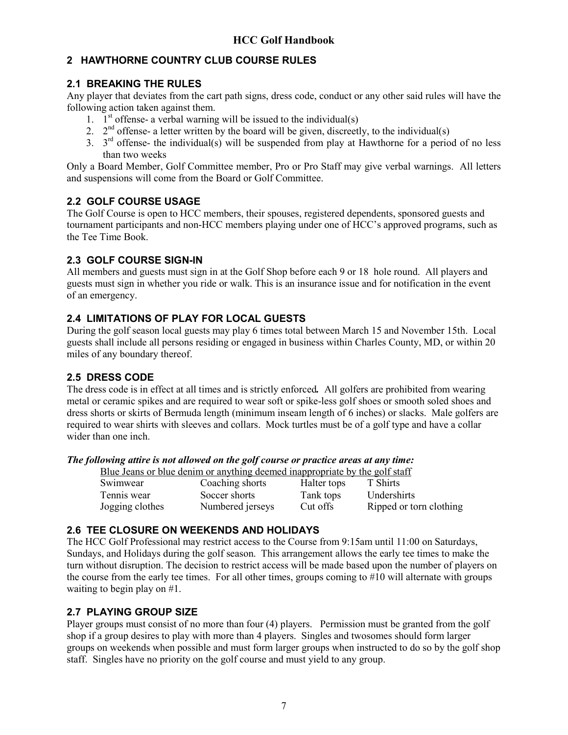## 2 HAWTHORNE COUNTRY CLUB COURSE RULES

### 2.1 BREAKING THE RULES

Any player that deviates from the cart path signs, dress code, conduct or any other said rules will have the following action taken against them.

1. 1st offense- a verbal warning will be issued to the individual(s)
2. 2nd offense- a letter written by the board will be given, discreetly, to the individual(s)
3. 3rd offense- the individual(s) will be suspended from play at Hawthorne for a period of no less than two weeks

Only a Board Member, Golf Committee member, Pro or Pro Staff may give verbal warnings. All letters and suspensions will come from the Board or Golf Committee.

### 2.2 GOLF COURSE USAGE

The Golf Course is open to HCC members, their spouses, registered dependents, sponsored guests and tournament participants and non-HCC members playing under one of HCC's approved programs, such as the Tee Time Book.

### 2.3 GOLF COURSE SIGN-IN

All members and guests must sign in at the Golf Shop before each 9 or 18 hole round. All players and guests must sign in whether you ride or walk. This is an insurance issue and for notification in the event of an emergency.

### 2.4 LIMITATIONS OF PLAY FOR LOCAL GUESTS

During the golf season local guests may play 6 times total between March 15 and November 15th. Local guests shall include all persons residing or engaged in business within Charles County, MD, or within 20 miles of any boundary thereof.

### 2.5 DRESS CODE

The dress code is in effect at all times and is strictly enforced**.** All golfers are prohibited from wearing metal or ceramic spikes and are required to wear soft or spike-less golf shoes or smooth soled shoes and dress shorts or skirts of Bermuda length (minimum inseam length of 6 inches) or slacks. Male golfers are required to wear shirts with sleeves and collars. Mock turtles must be of a golf type and have a collar wider than one inch.

***The following attire is not allowed on the golf course or practice areas at any time:***

<u>Blue Jeans or blue denim or anything deemed inappropriate by the golf staff</u>

| | | | |
|---|---|---|---|
| Swimwear | Coaching shorts | Halter tops | T Shirts |
| Tennis wear | Soccer shorts | Tank tops | Undershirts |
| Jogging clothes | Numbered jerseys | Cut offs | Ripped or torn clothing |

### 2.6 TEE CLOSURE ON WEEKENDS AND HOLIDAYS

The HCC Golf Professional may restrict access to the Course from 9:15am until 11:00 on Saturdays, Sundays, and Holidays during the golf season. This arrangement allows the early tee times to make the turn without disruption. The decision to restrict access will be made based upon the number of players on the course from the early tee times. For all other times, groups coming to #10 will alternate with groups waiting to begin play on #1.

### 2.7 PLAYING GROUP SIZE

Player groups must consist of no more than four (4) players. Permission must be granted from the golf shop if a group desires to play with more than 4 players. Singles and twosomes should form larger groups on weekends when possible and must form larger groups when instructed to do so by the golf shop staff. Singles have no priority on the golf course and must yield to any group.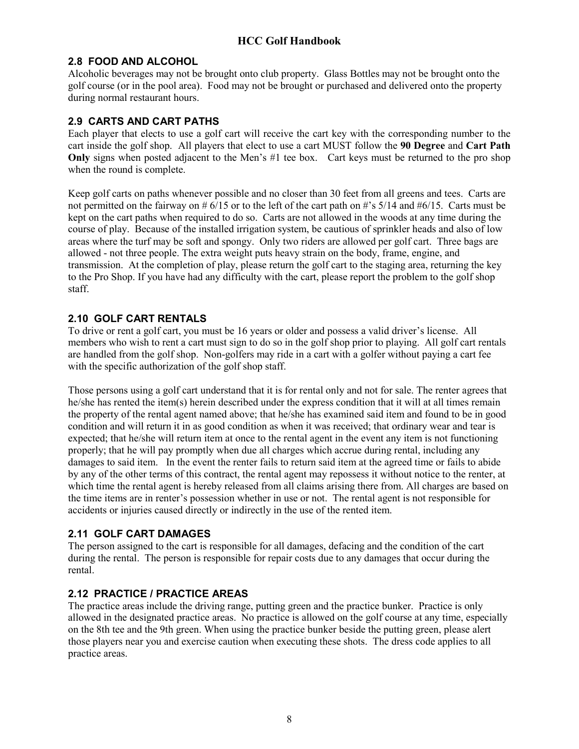## 2.8 FOOD AND ALCOHOL

Alcoholic beverages may not be brought onto club property. Glass Bottles may not be brought onto the golf course (or in the pool area). Food may not be brought or purchased and delivered onto the property during normal restaurant hours.

## 2.9 CARTS AND CART PATHS

Each player that elects to use a golf cart will receive the cart key with the corresponding number to the cart inside the golf shop. All players that elect to use a cart MUST follow the **90 Degree** and **Cart Path Only** signs when posted adjacent to the Men's #1 tee box. Cart keys must be returned to the pro shop when the round is complete.

Keep golf carts on paths whenever possible and no closer than 30 feet from all greens and tees. Carts are not permitted on the fairway on # 6/15 or to the left of the cart path on #'s 5/14 and #6/15. Carts must be kept on the cart paths when required to do so. Carts are not allowed in the woods at any time during the course of play. Because of the installed irrigation system, be cautious of sprinkler heads and also of low areas where the turf may be soft and spongy. Only two riders are allowed per golf cart. Three bags are allowed - not three people. The extra weight puts heavy strain on the body, frame, engine, and transmission. At the completion of play, please return the golf cart to the staging area, returning the key to the Pro Shop. If you have had any difficulty with the cart, please report the problem to the golf shop staff.

## 2.10 GOLF CART RENTALS

To drive or rent a golf cart, you must be 16 years or older and possess a valid driver's license. All members who wish to rent a cart must sign to do so in the golf shop prior to playing. All golf cart rentals are handled from the golf shop. Non-golfers may ride in a cart with a golfer without paying a cart fee with the specific authorization of the golf shop staff.

Those persons using a golf cart understand that it is for rental only and not for sale. The renter agrees that he/she has rented the item(s) herein described under the express condition that it will at all times remain the property of the rental agent named above; that he/she has examined said item and found to be in good condition and will return it in as good condition as when it was received; that ordinary wear and tear is expected; that he/she will return item at once to the rental agent in the event any item is not functioning properly; that he will pay promptly when due all charges which accrue during rental, including any damages to said item. In the event the renter fails to return said item at the agreed time or fails to abide by any of the other terms of this contract, the rental agent may repossess it without notice to the renter, at which time the rental agent is hereby released from all claims arising there from. All charges are based on the time items are in renter's possession whether in use or not. The rental agent is not responsible for accidents or injuries caused directly or indirectly in the use of the rented item.

## 2.11 GOLF CART DAMAGES

The person assigned to the cart is responsible for all damages, defacing and the condition of the cart during the rental. The person is responsible for repair costs due to any damages that occur during the rental.

## 2.12 PRACTICE / PRACTICE AREAS

The practice areas include the driving range, putting green and the practice bunker. Practice is only allowed in the designated practice areas. No practice is allowed on the golf course at any time, especially on the 8th tee and the 9th green. When using the practice bunker beside the putting green, please alert those players near you and exercise caution when executing these shots. The dress code applies to all practice areas.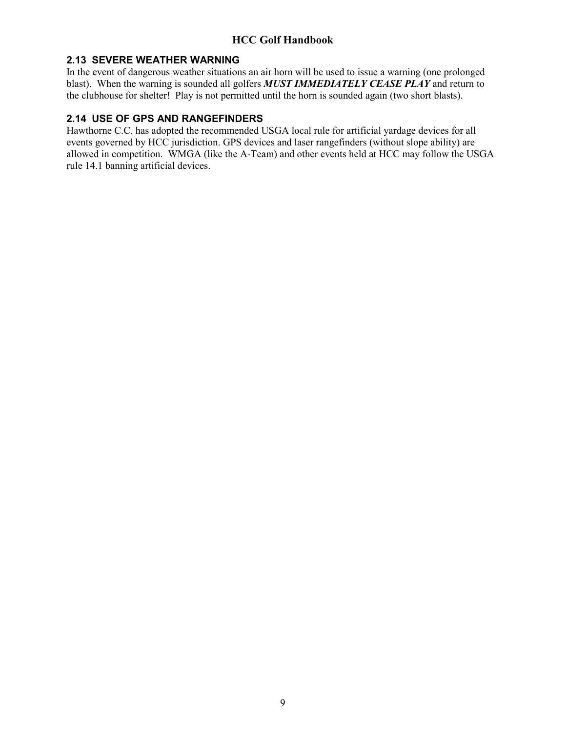### 2.13 SEVERE WEATHER WARNING

In the event of dangerous weather situations an air horn will be used to issue a warning (one prolonged blast). When the warning is sounded all golfers ***MUST IMMEDIATELY CEASE PLAY*** and return to the clubhouse for shelter! Play is not permitted until the horn is sounded again (two short blasts).

### 2.14 USE OF GPS AND RANGEFINDERS

Hawthorne C.C. has adopted the recommended USGA local rule for artificial yardage devices for all events governed by HCC jurisdiction. GPS devices and laser rangefinders (without slope ability) are allowed in competition. WMGA (like the A-Team) and other events held at HCC may follow the USGA rule 14.1 banning artificial devices.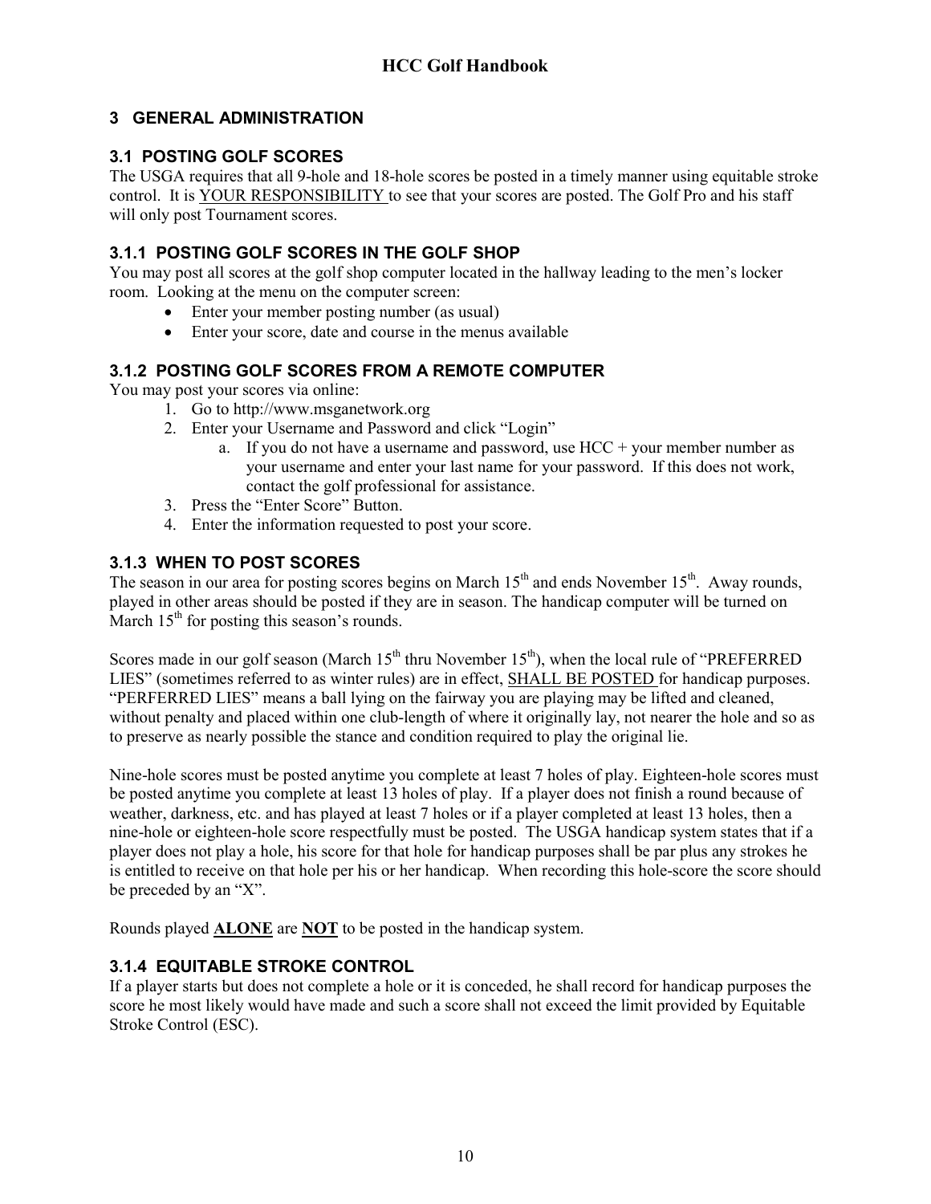## 3 GENERAL ADMINISTRATION

### 3.1 POSTING GOLF SCORES

The USGA requires that all 9-hole and 18-hole scores be posted in a timely manner using equitable stroke control. It is YOUR RESPONSIBILITY to see that your scores are posted. The Golf Pro and his staff will only post Tournament scores.

### 3.1.1 POSTING GOLF SCORES IN THE GOLF SHOP

You may post all scores at the golf shop computer located in the hallway leading to the men's locker room. Looking at the menu on the computer screen:

- Enter your member posting number (as usual)
- Enter your score, date and course in the menus available

### 3.1.2 POSTING GOLF SCORES FROM A REMOTE COMPUTER

You may post your scores via online:

1. Go to http://www.msganetwork.org
2. Enter your Username and Password and click "Login"
   a. If you do not have a username and password, use HCC + your member number as your username and enter your last name for your password. If this does not work, contact the golf professional for assistance.
3. Press the "Enter Score" Button.
4. Enter the information requested to post your score.

### 3.1.3 WHEN TO POST SCORES

The season in our area for posting scores begins on March 15th and ends November 15th. Away rounds, played in other areas should be posted if they are in season. The handicap computer will be turned on March 15th for posting this season's rounds.

Scores made in our golf season (March 15th thru November 15th), when the local rule of "PREFERRED LIES" (sometimes referred to as winter rules) are in effect, SHALL BE POSTED for handicap purposes. "PERFERRED LIES" means a ball lying on the fairway you are playing may be lifted and cleaned, without penalty and placed within one club-length of where it originally lay, not nearer the hole and so as to preserve as nearly possible the stance and condition required to play the original lie.

Nine-hole scores must be posted anytime you complete at least 7 holes of play. Eighteen-hole scores must be posted anytime you complete at least 13 holes of play. If a player does not finish a round because of weather, darkness, etc. and has played at least 7 holes or if a player completed at least 13 holes, then a nine-hole or eighteen-hole score respectfully must be posted. The USGA handicap system states that if a player does not play a hole, his score for that hole for handicap purposes shall be par plus any strokes he is entitled to receive on that hole per his or her handicap. When recording this hole-score the score should be preceded by an "X".

Rounds played **ALONE** are **NOT** to be posted in the handicap system.

### 3.1.4 EQUITABLE STROKE CONTROL

If a player starts but does not complete a hole or it is conceded, he shall record for handicap purposes the score he most likely would have made and such a score shall not exceed the limit provided by Equitable Stroke Control (ESC).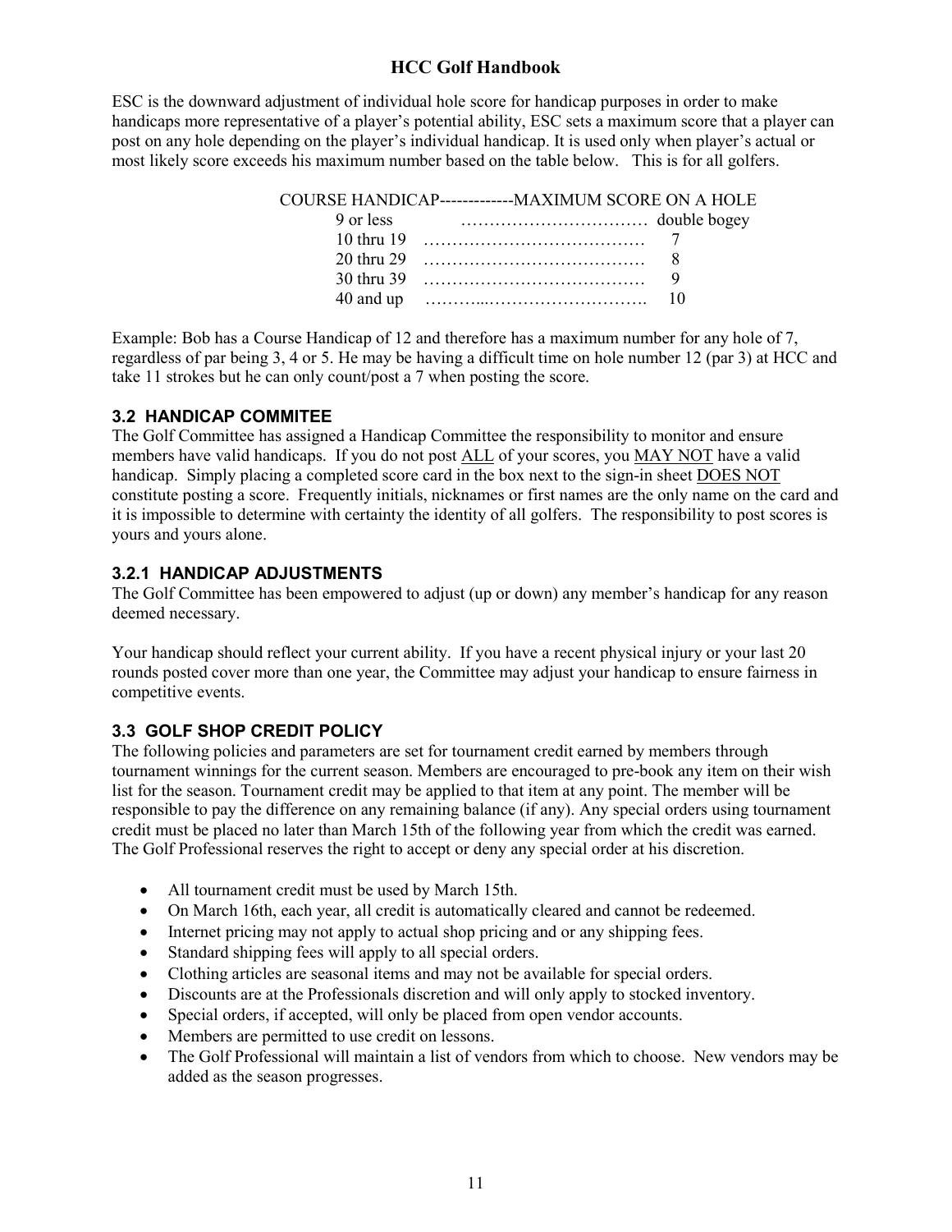ESC is the downward adjustment of individual hole score for handicap purposes in order to make handicaps more representative of a player's potential ability, ESC sets a maximum score that a player can post on any hole depending on the player's individual handicap. It is used only when player's actual or most likely score exceeds his maximum number based on the table below. This is for all golfers.

| COURSE HANDICAP | MAXIMUM SCORE ON A HOLE |
|---|---|
| 9 or less | double bogey |
| 10 thru 19 | 7 |
| 20 thru 29 | 8 |
| 30 thru 39 | 9 |
| 40 and up | 10 |

Example: Bob has a Course Handicap of 12 and therefore has a maximum number for any hole of 7, regardless of par being 3, 4 or 5. He may be having a difficult time on hole number 12 (par 3) at HCC and take 11 strokes but he can only count/post a 7 when posting the score.

### 3.2 HANDICAP COMMITEE

The Golf Committee has assigned a Handicap Committee the responsibility to monitor and ensure members have valid handicaps. If you do not post ALL of your scores, you MAY NOT have a valid handicap. Simply placing a completed score card in the box next to the sign-in sheet DOES NOT constitute posting a score. Frequently initials, nicknames or first names are the only name on the card and it is impossible to determine with certainty the identity of all golfers. The responsibility to post scores is yours and yours alone.

### 3.2.1 HANDICAP ADJUSTMENTS

The Golf Committee has been empowered to adjust (up or down) any member's handicap for any reason deemed necessary.

Your handicap should reflect your current ability. If you have a recent physical injury or your last 20 rounds posted cover more than one year, the Committee may adjust your handicap to ensure fairness in competitive events.

### 3.3 GOLF SHOP CREDIT POLICY

The following policies and parameters are set for tournament credit earned by members through tournament winnings for the current season. Members are encouraged to pre-book any item on their wish list for the season. Tournament credit may be applied to that item at any point. The member will be responsible to pay the difference on any remaining balance (if any). Any special orders using tournament credit must be placed no later than March 15th of the following year from which the credit was earned. The Golf Professional reserves the right to accept or deny any special order at his discretion.

- All tournament credit must be used by March 15th.
- On March 16th, each year, all credit is automatically cleared and cannot be redeemed.
- Internet pricing may not apply to actual shop pricing and or any shipping fees.
- Standard shipping fees will apply to all special orders.
- Clothing articles are seasonal items and may not be available for special orders.
- Discounts are at the Professionals discretion and will only apply to stocked inventory.
- Special orders, if accepted, will only be placed from open vendor accounts.
- Members are permitted to use credit on lessons.
- The Golf Professional will maintain a list of vendors from which to choose. New vendors may be added as the season progresses.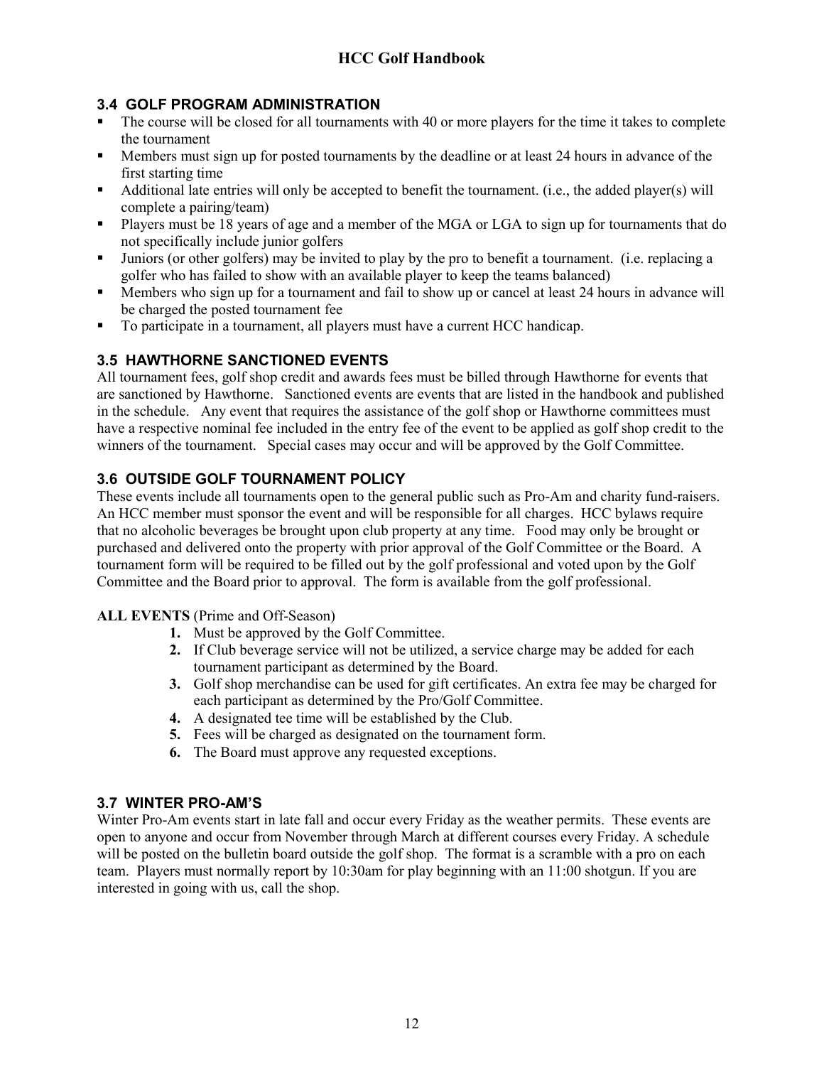### 3.4 GOLF PROGRAM ADMINISTRATION

- The course will be closed for all tournaments with 40 or more players for the time it takes to complete the tournament
- Members must sign up for posted tournaments by the deadline or at least 24 hours in advance of the first starting time
- Additional late entries will only be accepted to benefit the tournament. (i.e., the added player(s) will complete a pairing/team)
- Players must be 18 years of age and a member of the MGA or LGA to sign up for tournaments that do not specifically include junior golfers
- Juniors (or other golfers) may be invited to play by the pro to benefit a tournament. (i.e. replacing a golfer who has failed to show with an available player to keep the teams balanced)
- Members who sign up for a tournament and fail to show up or cancel at least 24 hours in advance will be charged the posted tournament fee
- To participate in a tournament, all players must have a current HCC handicap.

### 3.5 HAWTHORNE SANCTIONED EVENTS

All tournament fees, golf shop credit and awards fees must be billed through Hawthorne for events that are sanctioned by Hawthorne. Sanctioned events are events that are listed in the handbook and published in the schedule. Any event that requires the assistance of the golf shop or Hawthorne committees must have a respective nominal fee included in the entry fee of the event to be applied as golf shop credit to the winners of the tournament. Special cases may occur and will be approved by the Golf Committee.

### 3.6 OUTSIDE GOLF TOURNAMENT POLICY

These events include all tournaments open to the general public such as Pro-Am and charity fund-raisers. An HCC member must sponsor the event and will be responsible for all charges. HCC bylaws require that no alcoholic beverages be brought upon club property at any time. Food may only be brought or purchased and delivered onto the property with prior approval of the Golf Committee or the Board. A tournament form will be required to be filled out by the golf professional and voted upon by the Golf Committee and the Board prior to approval. The form is available from the golf professional.

**ALL EVENTS** (Prime and Off-Season)

1. Must be approved by the Golf Committee.
2. If Club beverage service will not be utilized, a service charge may be added for each tournament participant as determined by the Board.
3. Golf shop merchandise can be used for gift certificates. An extra fee may be charged for each participant as determined by the Pro/Golf Committee.
4. A designated tee time will be established by the Club.
5. Fees will be charged as designated on the tournament form.
6. The Board must approve any requested exceptions.

### 3.7 WINTER PRO-AM'S

Winter Pro-Am events start in late fall and occur every Friday as the weather permits. These events are open to anyone and occur from November through March at different courses every Friday. A schedule will be posted on the bulletin board outside the golf shop. The format is a scramble with a pro on each team. Players must normally report by 10:30am for play beginning with an 11:00 shotgun. If you are interested in going with us, call the shop.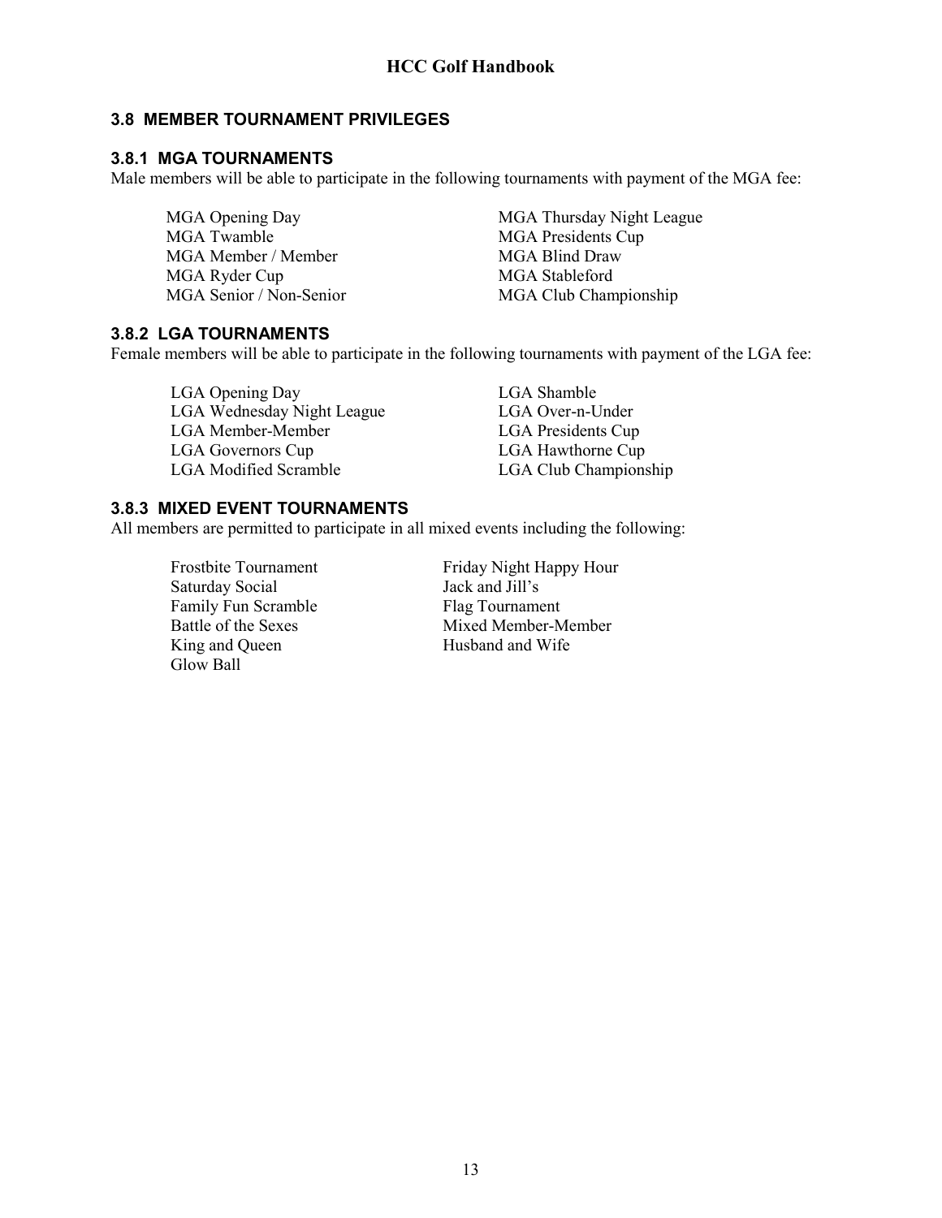## 3.8 MEMBER TOURNAMENT PRIVILEGES

### 3.8.1 MGA TOURNAMENTS

Male members will be able to participate in the following tournaments with payment of the MGA fee:

- MGA Opening Day
- MGA Twamble
- MGA Member / Member
- MGA Ryder Cup
- MGA Senior / Non-Senior
- MGA Thursday Night League
- MGA Presidents Cup
- MGA Blind Draw
- MGA Stableford
- MGA Club Championship

### 3.8.2 LGA TOURNAMENTS

Female members will be able to participate in the following tournaments with payment of the LGA fee:

- LGA Opening Day
- LGA Wednesday Night League
- LGA Member-Member
- LGA Governors Cup
- LGA Modified Scramble
- LGA Shamble
- LGA Over-n-Under
- LGA Presidents Cup
- LGA Hawthorne Cup
- LGA Club Championship

### 3.8.3 MIXED EVENT TOURNAMENTS

All members are permitted to participate in all mixed events including the following:

- Frostbite Tournament
- Saturday Social
- Family Fun Scramble
- Battle of the Sexes
- King and Queen
- Glow Ball
- Friday Night Happy Hour
- Jack and Jill's
- Flag Tournament
- Mixed Member-Member
- Husband and Wife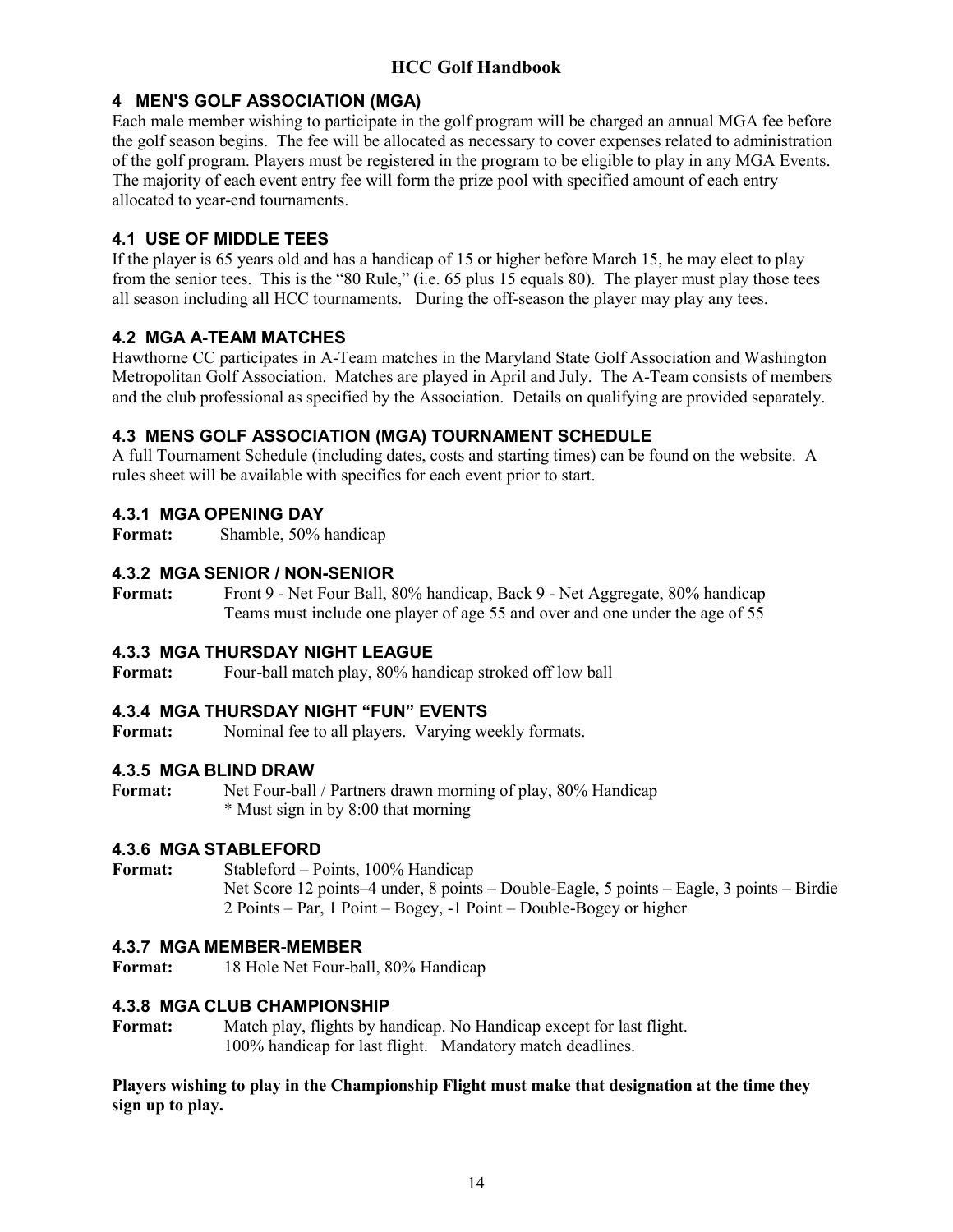## 4 MEN'S GOLF ASSOCIATION (MGA)

Each male member wishing to participate in the golf program will be charged an annual MGA fee before the golf season begins. The fee will be allocated as necessary to cover expenses related to administration of the golf program. Players must be registered in the program to be eligible to play in any MGA Events. The majority of each event entry fee will form the prize pool with specified amount of each entry allocated to year-end tournaments.

### 4.1 USE OF MIDDLE TEES

If the player is 65 years old and has a handicap of 15 or higher before March 15, he may elect to play from the senior tees. This is the "80 Rule," (i.e. 65 plus 15 equals 80). The player must play those tees all season including all HCC tournaments. During the off-season the player may play any tees.

### 4.2 MGA A-TEAM MATCHES

Hawthorne CC participates in A-Team matches in the Maryland State Golf Association and Washington Metropolitan Golf Association. Matches are played in April and July. The A-Team consists of members and the club professional as specified by the Association. Details on qualifying are provided separately.

### 4.3 MENS GOLF ASSOCIATION (MGA) TOURNAMENT SCHEDULE

A full Tournament Schedule (including dates, costs and starting times) can be found on the website. A rules sheet will be available with specifics for each event prior to start.

#### 4.3.1 MGA OPENING DAY

**Format:** Shamble, 50% handicap

#### 4.3.2 MGA SENIOR / NON-SENIOR

**Format:** Front 9 - Net Four Ball, 80% handicap, Back 9 - Net Aggregate, 80% handicap
Teams must include one player of age 55 and over and one under the age of 55

#### 4.3.3 MGA THURSDAY NIGHT LEAGUE

**Format:** Four-ball match play, 80% handicap stroked off low ball

#### 4.3.4 MGA THURSDAY NIGHT "FUN" EVENTS

**Format:** Nominal fee to all players. Varying weekly formats.

#### 4.3.5 MGA BLIND DRAW

**Format:** Net Four-ball / Partners drawn morning of play, 80% Handicap
* Must sign in by 8:00 that morning

#### 4.3.6 MGA STABLEFORD

**Format:** Stableford – Points, 100% Handicap
Net Score 12 points–4 under, 8 points – Double-Eagle, 5 points – Eagle, 3 points – Birdie
2 Points – Par, 1 Point – Bogey, -1 Point – Double-Bogey or higher

#### 4.3.7 MGA MEMBER-MEMBER

**Format:** 18 Hole Net Four-ball, 80% Handicap

#### 4.3.8 MGA CLUB CHAMPIONSHIP

**Format:** Match play, flights by handicap. No Handicap except for last flight.
100% handicap for last flight. Mandatory match deadlines.

**Players wishing to play in the Championship Flight must make that designation at the time they sign up to play.**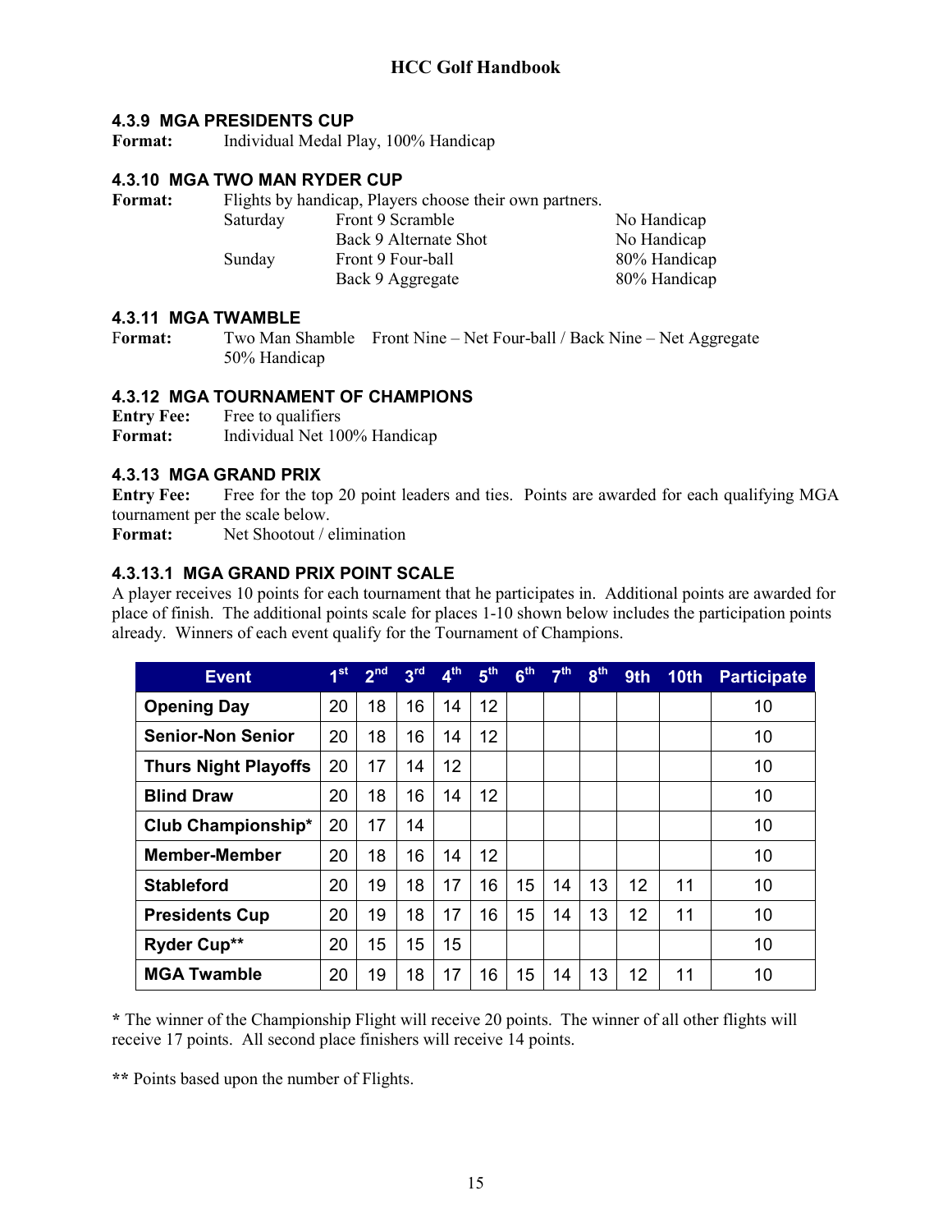### 4.3.9 MGA PRESIDENTS CUP

**Format:** Individual Medal Play, 100% Handicap

### 4.3.10 MGA TWO MAN RYDER CUP

**Format:** Flights by handicap, Players choose their own partners.

| | | |
|---|---|---|
| Saturday | Front 9 Scramble | No Handicap |
| | Back 9 Alternate Shot | No Handicap |
| Sunday | Front 9 Four-ball | 80% Handicap |
| | Back 9 Aggregate | 80% Handicap |

### 4.3.11 MGA TWAMBLE

**Format:** Two Man Shamble Front Nine – Net Four-ball / Back Nine – Net Aggregate 50% Handicap

### 4.3.12 MGA TOURNAMENT OF CHAMPIONS

**Entry Fee:** Free to qualifiers
**Format:** Individual Net 100% Handicap

### 4.3.13 MGA GRAND PRIX

**Entry Fee:** Free for the top 20 point leaders and ties. Points are awarded for each qualifying MGA tournament per the scale below.
**Format:** Net Shootout / elimination

### 4.3.13.1 MGA GRAND PRIX POINT SCALE

A player receives 10 points for each tournament that he participates in. Additional points are awarded for place of finish. The additional points scale for places 1-10 shown below includes the participation points already. Winners of each event qualify for the Tournament of Champions.

| Event | 1st | 2nd | 3rd | 4th | 5th | 6th | 7th | 8th | 9th | 10th | Participate |
|---|---|---|---|---|---|---|---|---|---|---|---|
| Opening Day | 20 | 18 | 16 | 14 | 12 | | | | | | 10 |
| Senior-Non Senior | 20 | 18 | 16 | 14 | 12 | | | | | | 10 |
| Thurs Night Playoffs | 20 | 17 | 14 | 12 | | | | | | | 10 |
| Blind Draw | 20 | 18 | 16 | 14 | 12 | | | | | | 10 |
| Club Championship* | 20 | 17 | 14 | | | | | | | | 10 |
| Member-Member | 20 | 18 | 16 | 14 | 12 | | | | | | 10 |
| Stableford | 20 | 19 | 18 | 17 | 16 | 15 | 14 | 13 | 12 | 11 | 10 |
| Presidents Cup | 20 | 19 | 18 | 17 | 16 | 15 | 14 | 13 | 12 | 11 | 10 |
| Ryder Cup** | 20 | 15 | 15 | 15 | | | | | | | 10 |
| MGA Twamble | 20 | 19 | 18 | 17 | 16 | 15 | 14 | 13 | 12 | 11 | 10 |

**\*** The winner of the Championship Flight will receive 20 points. The winner of all other flights will receive 17 points. All second place finishers will receive 14 points.

**\*\*** Points based upon the number of Flights.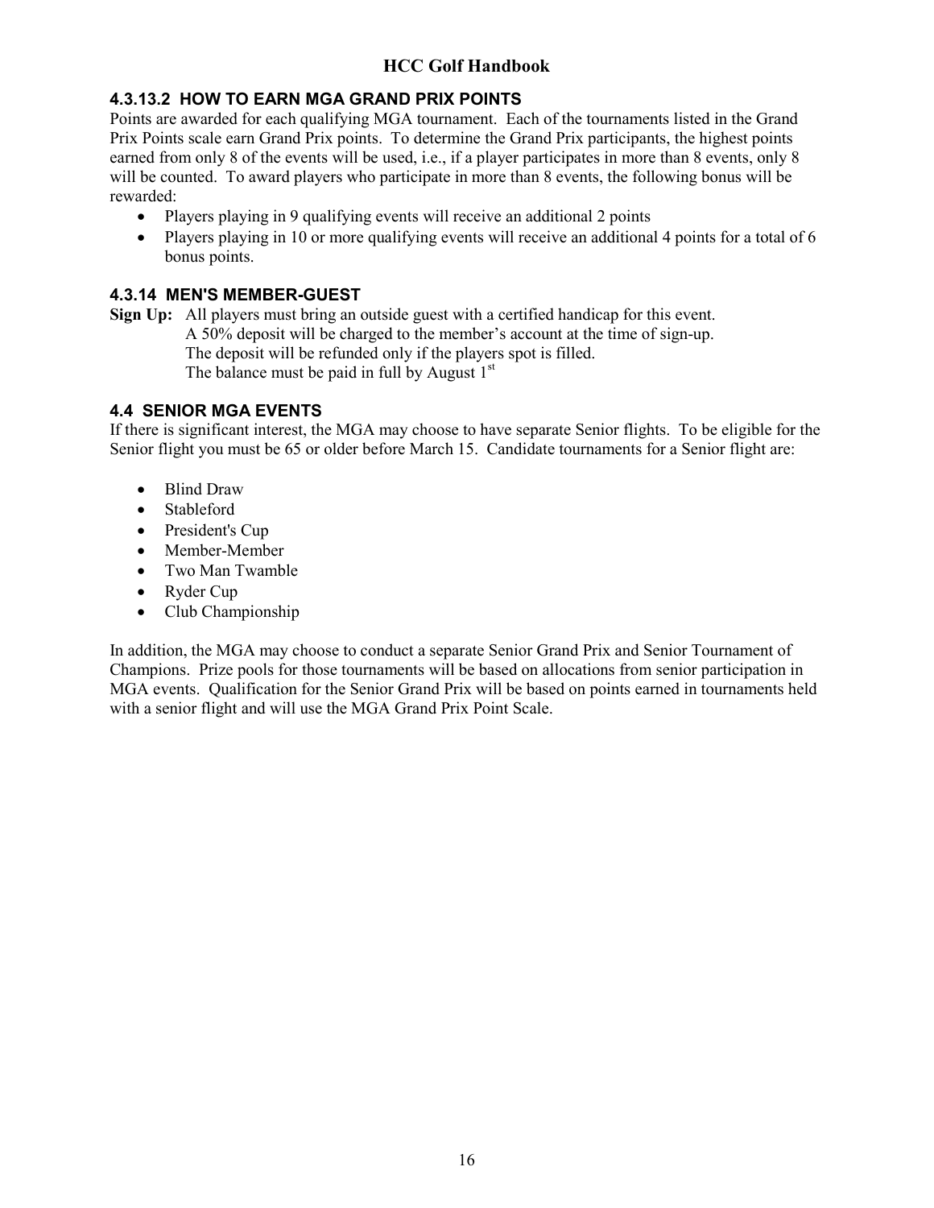### 4.3.13.2 HOW TO EARN MGA GRAND PRIX POINTS

Points are awarded for each qualifying MGA tournament. Each of the tournaments listed in the Grand Prix Points scale earn Grand Prix points. To determine the Grand Prix participants, the highest points earned from only 8 of the events will be used, i.e., if a player participates in more than 8 events, only 8 will be counted. To award players who participate in more than 8 events, the following bonus will be rewarded:

- Players playing in 9 qualifying events will receive an additional 2 points
- Players playing in 10 or more qualifying events will receive an additional 4 points for a total of 6 bonus points.

### 4.3.14 MEN'S MEMBER-GUEST

**Sign Up:** All players must bring an outside guest with a certified handicap for this event.
A 50% deposit will be charged to the member's account at the time of sign-up.
The deposit will be refunded only if the players spot is filled.
The balance must be paid in full by August 1st

## 4.4 SENIOR MGA EVENTS

If there is significant interest, the MGA may choose to have separate Senior flights. To be eligible for the Senior flight you must be 65 or older before March 15. Candidate tournaments for a Senior flight are:

- Blind Draw
- Stableford
- President's Cup
- Member-Member
- Two Man Twamble
- Ryder Cup
- Club Championship

In addition, the MGA may choose to conduct a separate Senior Grand Prix and Senior Tournament of Champions. Prize pools for those tournaments will be based on allocations from senior participation in MGA events. Qualification for the Senior Grand Prix will be based on points earned in tournaments held with a senior flight and will use the MGA Grand Prix Point Scale.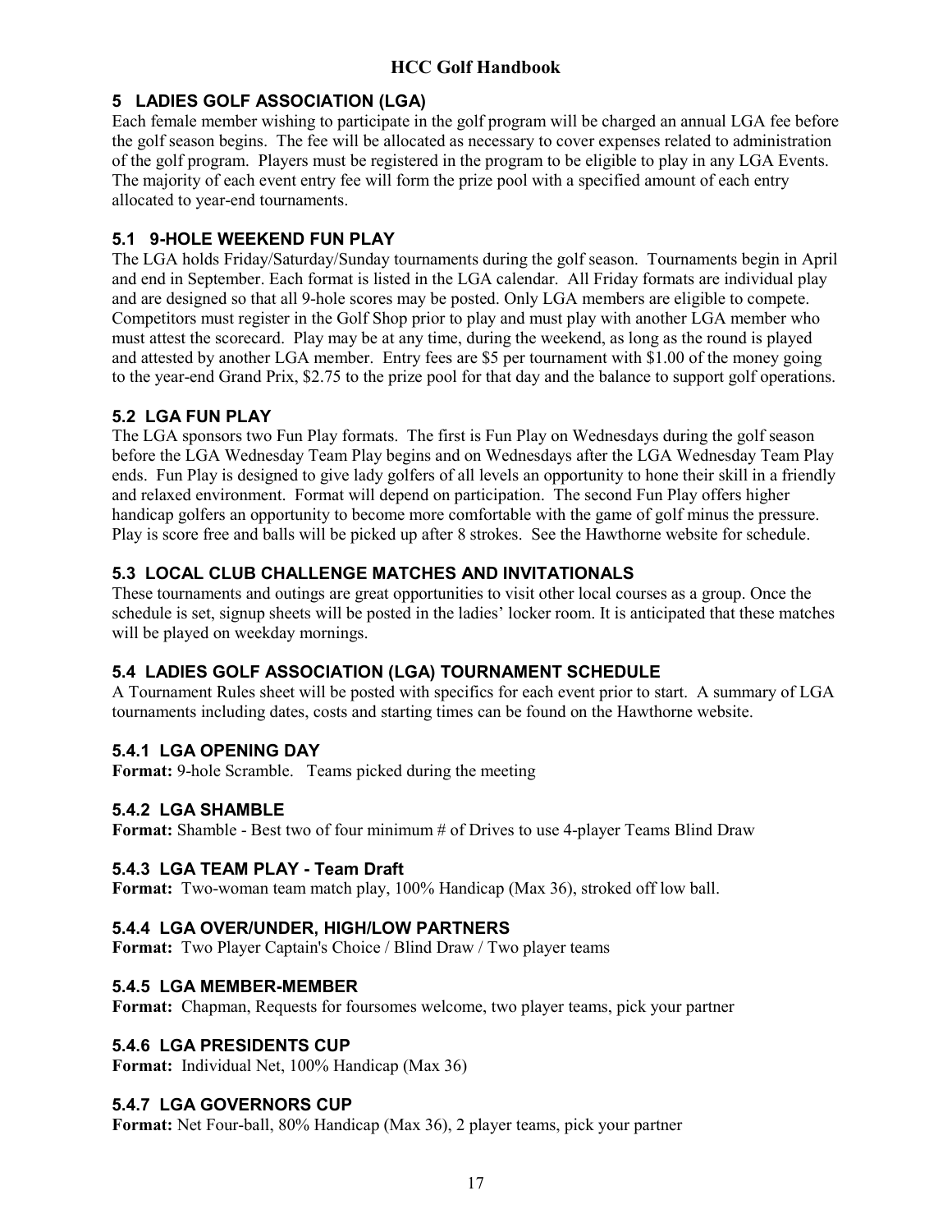## 5 LADIES GOLF ASSOCIATION (LGA)

Each female member wishing to participate in the golf program will be charged an annual LGA fee before the golf season begins. The fee will be allocated as necessary to cover expenses related to administration of the golf program. Players must be registered in the program to be eligible to play in any LGA Events. The majority of each event entry fee will form the prize pool with a specified amount of each entry allocated to year-end tournaments.

### 5.1 9-HOLE WEEKEND FUN PLAY

The LGA holds Friday/Saturday/Sunday tournaments during the golf season. Tournaments begin in April and end in September. Each format is listed in the LGA calendar. All Friday formats are individual play and are designed so that all 9-hole scores may be posted. Only LGA members are eligible to compete. Competitors must register in the Golf Shop prior to play and must play with another LGA member who must attest the scorecard. Play may be at any time, during the weekend, as long as the round is played and attested by another LGA member. Entry fees are $5 per tournament with $1.00 of the money going to the year-end Grand Prix, $2.75 to the prize pool for that day and the balance to support golf operations.

### 5.2 LGA FUN PLAY

The LGA sponsors two Fun Play formats. The first is Fun Play on Wednesdays during the golf season before the LGA Wednesday Team Play begins and on Wednesdays after the LGA Wednesday Team Play ends. Fun Play is designed to give lady golfers of all levels an opportunity to hone their skill in a friendly and relaxed environment. Format will depend on participation. The second Fun Play offers higher handicap golfers an opportunity to become more comfortable with the game of golf minus the pressure. Play is score free and balls will be picked up after 8 strokes. See the Hawthorne website for schedule.

### 5.3 LOCAL CLUB CHALLENGE MATCHES AND INVITATIONALS

These tournaments and outings are great opportunities to visit other local courses as a group. Once the schedule is set, signup sheets will be posted in the ladies' locker room. It is anticipated that these matches will be played on weekday mornings.

### 5.4 LADIES GOLF ASSOCIATION (LGA) TOURNAMENT SCHEDULE

A Tournament Rules sheet will be posted with specifics for each event prior to start. A summary of LGA tournaments including dates, costs and starting times can be found on the Hawthorne website.

#### 5.4.1 LGA OPENING DAY

**Format:** 9-hole Scramble. Teams picked during the meeting

#### 5.4.2 LGA SHAMBLE

**Format:** Shamble - Best two of four minimum # of Drives to use 4-player Teams Blind Draw

#### 5.4.3 LGA TEAM PLAY - Team Draft

**Format:** Two-woman team match play, 100% Handicap (Max 36), stroked off low ball.

#### 5.4.4 LGA OVER/UNDER, HIGH/LOW PARTNERS

**Format:** Two Player Captain's Choice / Blind Draw / Two player teams

#### 5.4.5 LGA MEMBER-MEMBER

**Format:** Chapman, Requests for foursomes welcome, two player teams, pick your partner

#### 5.4.6 LGA PRESIDENTS CUP

**Format:** Individual Net, 100% Handicap (Max 36)

#### 5.4.7 LGA GOVERNORS CUP

**Format:** Net Four-ball, 80% Handicap (Max 36), 2 player teams, pick your partner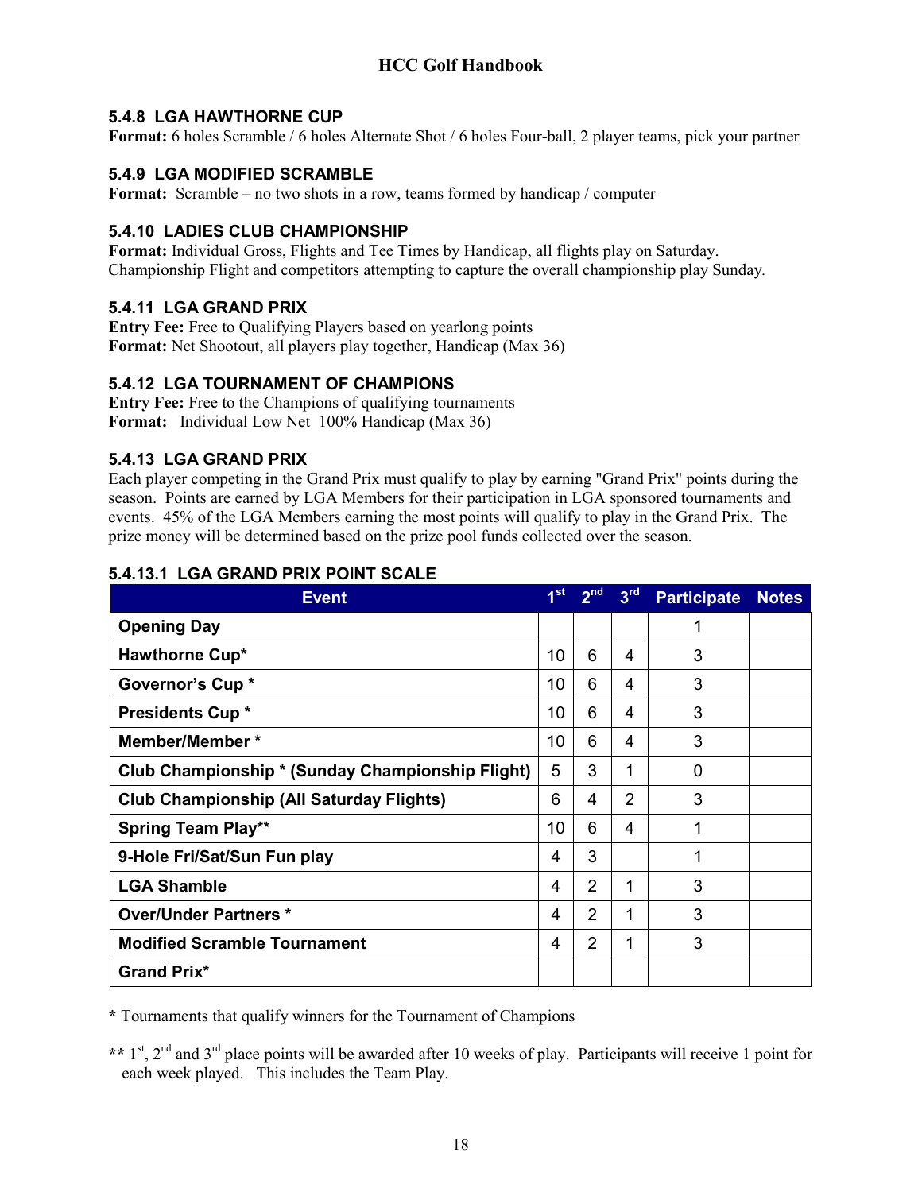### 5.4.8 LGA HAWTHORNE CUP

**Format:** 6 holes Scramble / 6 holes Alternate Shot / 6 holes Four-ball, 2 player teams, pick your partner

### 5.4.9 LGA MODIFIED SCRAMBLE

**Format:** Scramble – no two shots in a row, teams formed by handicap / computer

### 5.4.10 LADIES CLUB CHAMPIONSHIP

**Format:** Individual Gross, Flights and Tee Times by Handicap, all flights play on Saturday. Championship Flight and competitors attempting to capture the overall championship play Sunday.

### 5.4.11 LGA GRAND PRIX

**Entry Fee:** Free to Qualifying Players based on yearlong points
**Format:** Net Shootout, all players play together, Handicap (Max 36)

### 5.4.12 LGA TOURNAMENT OF CHAMPIONS

**Entry Fee:** Free to the Champions of qualifying tournaments
**Format:** Individual Low Net 100% Handicap (Max 36)

### 5.4.13 LGA GRAND PRIX

Each player competing in the Grand Prix must qualify to play by earning "Grand Prix" points during the season. Points are earned by LGA Members for their participation in LGA sponsored tournaments and events. 45% of the LGA Members earning the most points will qualify to play in the Grand Prix. The prize money will be determined based on the prize pool funds collected over the season.

#### 5.4.13.1 LGA GRAND PRIX POINT SCALE

| Event | 1st | 2nd | 3rd | Participate | Notes |
|---|---|---|---|---|---|
| **Opening Day** | | | | 1 | |
| **Hawthorne Cup*** | 10 | 6 | 4 | 3 | |
| **Governor's Cup *** | 10 | 6 | 4 | 3 | |
| **Presidents Cup *** | 10 | 6 | 4 | 3 | |
| **Member/Member *** | 10 | 6 | 4 | 3 | |
| **Club Championship * (Sunday Championship Flight)** | 5 | 3 | 1 | 0 | |
| **Club Championship (All Saturday Flights)** | 6 | 4 | 2 | 3 | |
| **Spring Team Play**** | 10 | 6 | 4 | 1 | |
| **9-Hole Fri/Sat/Sun Fun play** | 4 | 3 | | 1 | |
| **LGA Shamble** | 4 | 2 | 1 | 3 | |
| **Over/Under Partners *** | 4 | 2 | 1 | 3 | |
| **Modified Scramble Tournament** | 4 | 2 | 1 | 3 | |
| **Grand Prix*** | | | | | |

**\*** Tournaments that qualify winners for the Tournament of Champions

**\*\*** 1st, 2nd and 3rd place points will be awarded after 10 weeks of play. Participants will receive 1 point for each week played. This includes the Team Play.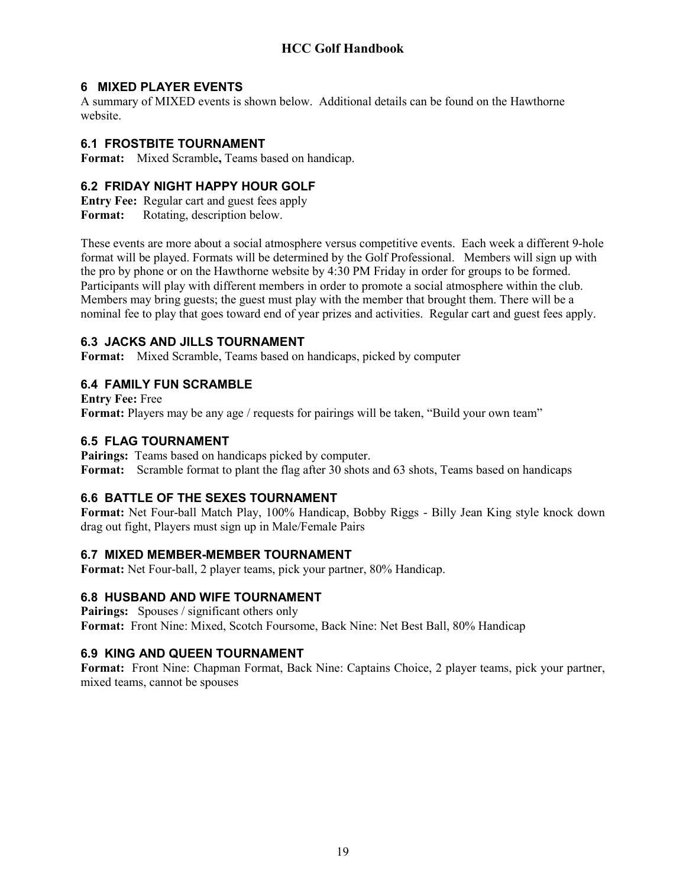## 6 MIXED PLAYER EVENTS

A summary of MIXED events is shown below. Additional details can be found on the Hawthorne website.

### 6.1 FROSTBITE TOURNAMENT

**Format:** Mixed Scramble**,** Teams based on handicap.

### 6.2 FRIDAY NIGHT HAPPY HOUR GOLF

**Entry Fee:** Regular cart and guest fees apply
**Format:** Rotating, description below.

These events are more about a social atmosphere versus competitive events. Each week a different 9-hole format will be played. Formats will be determined by the Golf Professional. Members will sign up with the pro by phone or on the Hawthorne website by 4:30 PM Friday in order for groups to be formed. Participants will play with different members in order to promote a social atmosphere within the club. Members may bring guests; the guest must play with the member that brought them. There will be a nominal fee to play that goes toward end of year prizes and activities. Regular cart and guest fees apply.

### 6.3 JACKS AND JILLS TOURNAMENT

**Format:** Mixed Scramble, Teams based on handicaps, picked by computer

### 6.4 FAMILY FUN SCRAMBLE

**Entry Fee:** Free
**Format:** Players may be any age / requests for pairings will be taken, "Build your own team"

### 6.5 FLAG TOURNAMENT

**Pairings:** Teams based on handicaps picked by computer.
**Format:** Scramble format to plant the flag after 30 shots and 63 shots, Teams based on handicaps

### 6.6 BATTLE OF THE SEXES TOURNAMENT

**Format:** Net Four-ball Match Play, 100% Handicap, Bobby Riggs - Billy Jean King style knock down drag out fight, Players must sign up in Male/Female Pairs

### 6.7 MIXED MEMBER-MEMBER TOURNAMENT

**Format:** Net Four-ball, 2 player teams, pick your partner, 80% Handicap.

### 6.8 HUSBAND AND WIFE TOURNAMENT

**Pairings:** Spouses / significant others only
**Format:** Front Nine: Mixed, Scotch Foursome, Back Nine: Net Best Ball, 80% Handicap

### 6.9 KING AND QUEEN TOURNAMENT

**Format:** Front Nine: Chapman Format, Back Nine: Captains Choice, 2 player teams, pick your partner, mixed teams, cannot be spouses